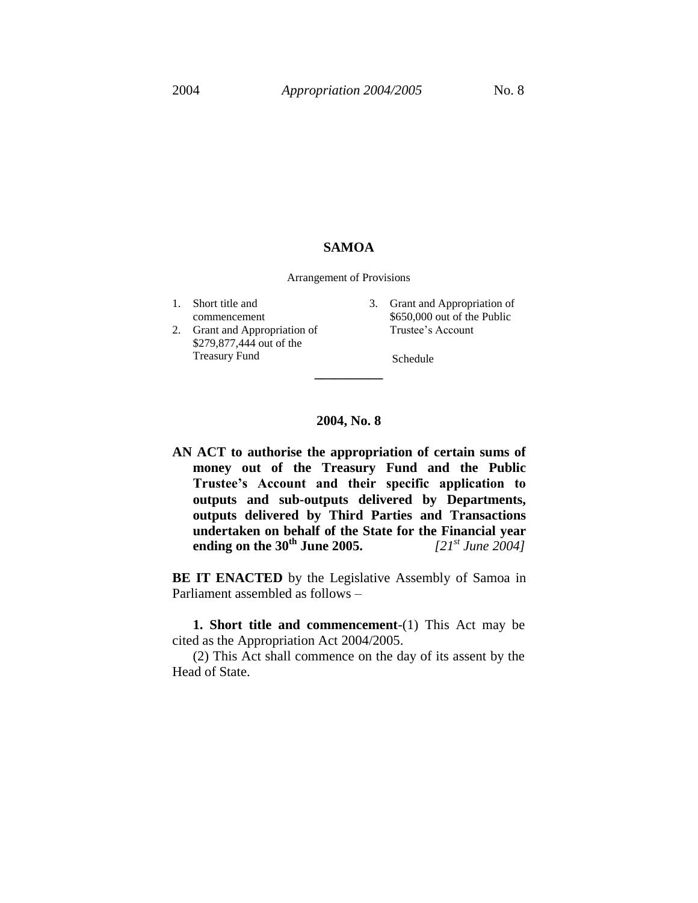# SAMOA

Arrangement of Provisions

1. Short title and commencement
2. Grant and Appropriation of $279,877,444 out of the Treasury Fund
3. Grant and Appropriation of $650,000 out of the Public Trustee's Account

Schedule

---

## 2004, No. 8

**AN ACT to authorise the appropriation of certain sums of money out of the Treasury Fund and the Public Trustee's Account and their specific application to outputs and sub-outputs delivered by Departments, outputs delivered by Third Parties and Transactions undertaken on behalf of the State for the Financial year ending on the 30th June 2005.** *[21st June 2004]*

**BE IT ENACTED** by the Legislative Assembly of Samoa in Parliament assembled as follows –

**1. Short title and commencement**-(1) This Act may be cited as the Appropriation Act 2004/2005.

(2) This Act shall commence on the day of its assent by the Head of State.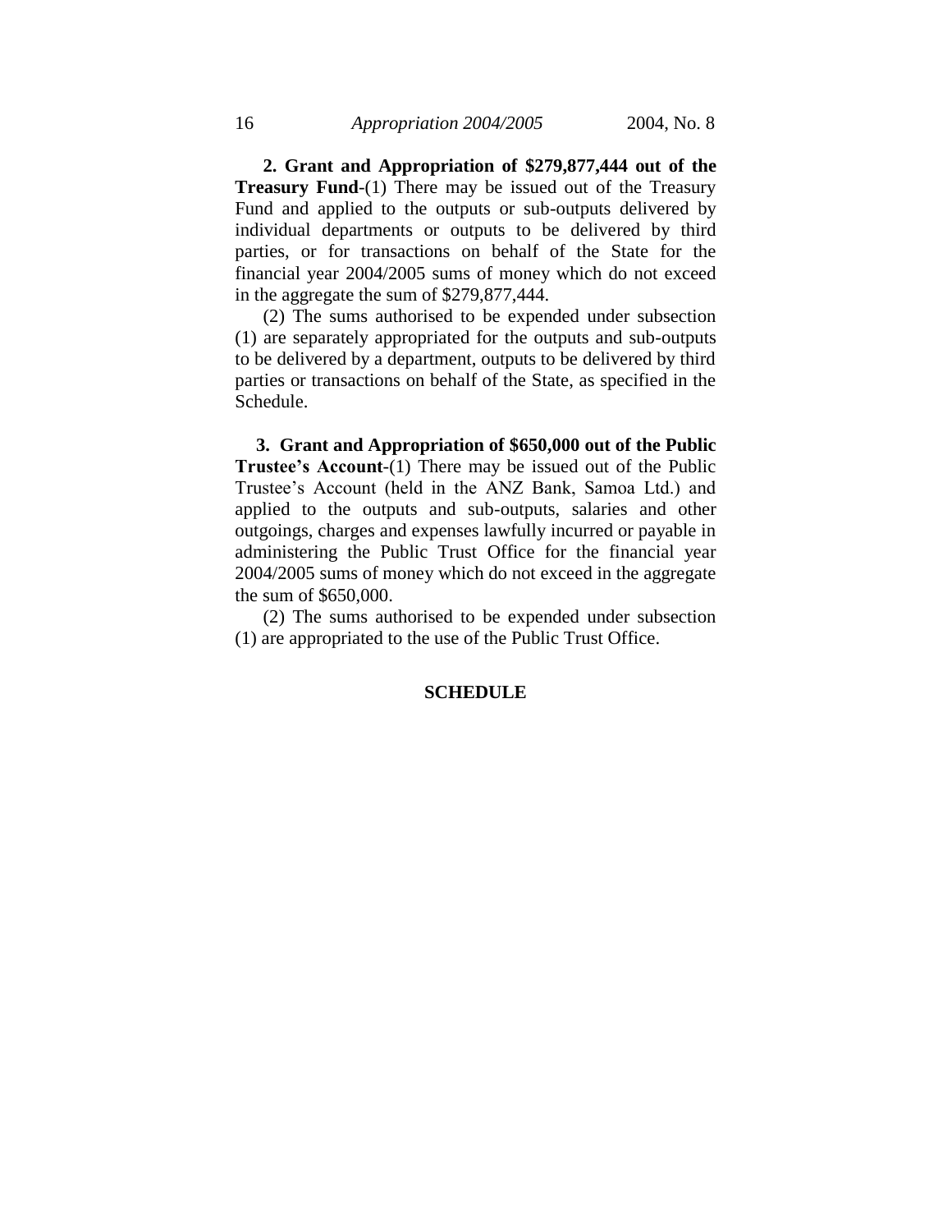**2. Grant and Appropriation of $279,877,444 out of the Treasury Fund**-(1) There may be issued out of the Treasury Fund and applied to the outputs or sub-outputs delivered by individual departments or outputs to be delivered by third parties, or for transactions on behalf of the State for the financial year 2004/2005 sums of money which do not exceed in the aggregate the sum of $279,877,444.

(2) The sums authorised to be expended under subsection (1) are separately appropriated for the outputs and sub-outputs to be delivered by a department, outputs to be delivered by third parties or transactions on behalf of the State, as specified in the Schedule.

**3. Grant and Appropriation of $650,000 out of the Public Trustee's Account**-(1) There may be issued out of the Public Trustee's Account (held in the ANZ Bank, Samoa Ltd.) and applied to the outputs and sub-outputs, salaries and other outgoings, charges and expenses lawfully incurred or payable in administering the Public Trust Office for the financial year 2004/2005 sums of money which do not exceed in the aggregate the sum of $650,000.

(2) The sums authorised to be expended under subsection (1) are appropriated to the use of the Public Trust Office.

**SCHEDULE**